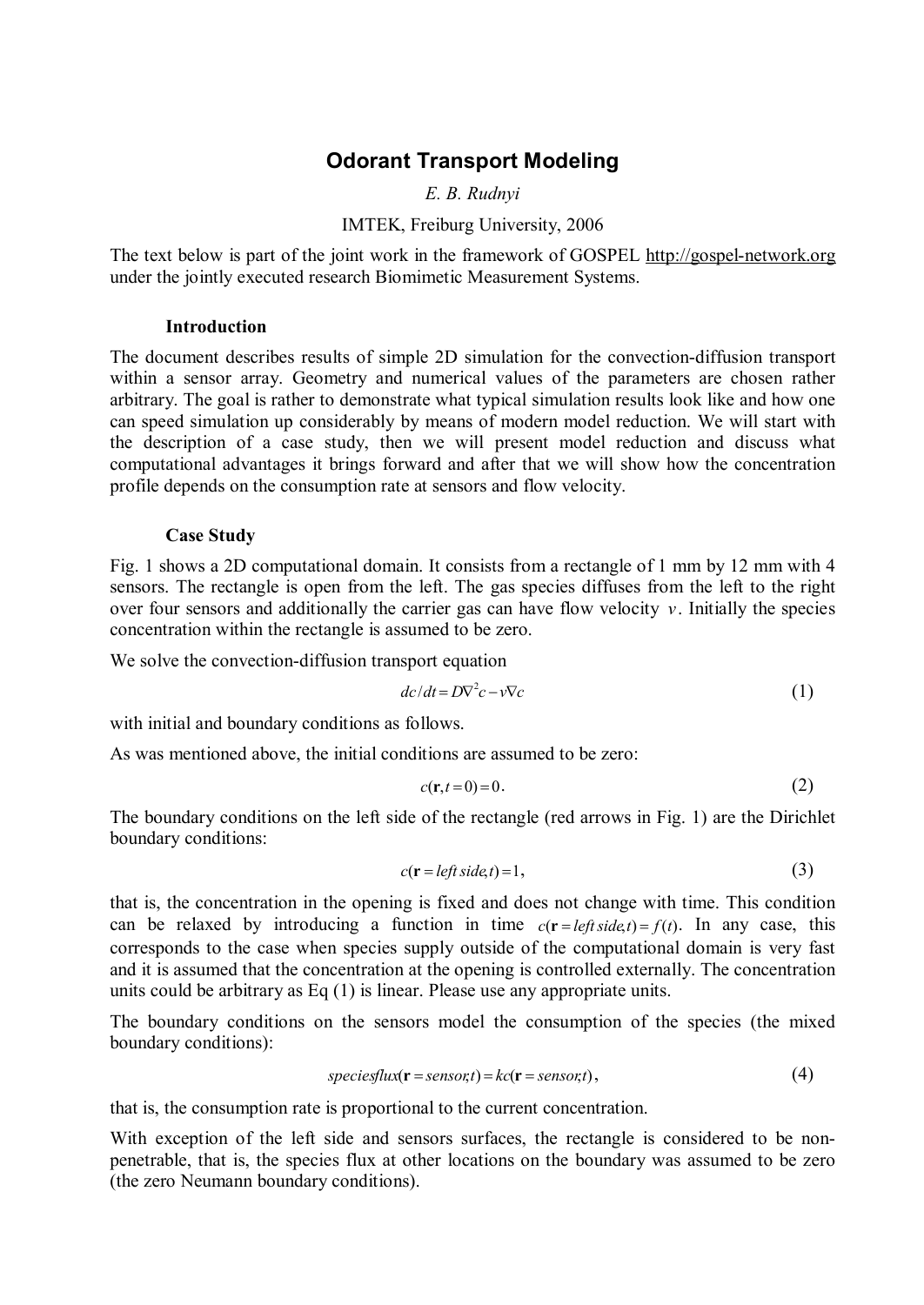# Odorant Transport Modeling

*E. B. Rudnyi*

IMTEK, Freiburg University, 2006

The text below is part of the joint work in the framework of GOSPEL http://gospel-network.org under the jointly executed research Biomimetic Measurement Systems.

### Introduction

The document describes results of simple 2D simulation for the convection-diffusion transport within a sensor array. Geometry and numerical values of the parameters are chosen rather arbitrary. The goal is rather to demonstrate what typical simulation results look like and how one can speed simulation up considerably by means of modern model reduction. We will start with the description of a case study, then we will present model reduction and discuss what computational advantages it brings forward and after that we will show how the concentration profile depends on the consumption rate at sensors and flow velocity.

### Case Study

Fig. 1 shows a 2D computational domain. It consists from a rectangle of 1 mm by 12 mm with 4 sensors. The rectangle is open from the left. The gas species diffuses from the left to the right over four sensors and additionally the carrier gas can have flow velocity $v$. Initially the species concentration within the rectangle is assumed to be zero.

We solve the convection-diffusion transport equation

$$dc/dt = D\nabla^2 c - v\nabla c \tag{1}$$

with initial and boundary conditions as follows.

As was mentioned above, the initial conditions are assumed to be zero:

$$c(\mathbf{r}, t=0) = 0. \tag{2}$$

The boundary conditions on the left side of the rectangle (red arrows in Fig. 1) are the Dirichlet boundary conditions:

$$c(\mathbf{r} = \mathit{left\,side}, t) = 1, \tag{3}$$

that is, the concentration in the opening is fixed and does not change with time. This condition can be relaxed by introducing a function in time $c(\mathbf{r} = \mathit{left\,side}, t) = f(t)$. In any case, this corresponds to the case when species supply outside of the computational domain is very fast and it is assumed that the concentration at the opening is controlled externally. The concentration units could be arbitrary as Eq (1) is linear. Please use any appropriate units.

The boundary conditions on the sensors model the consumption of the species (the mixed boundary conditions):

$$\mathit{speciesflux}(\mathbf{r} = \mathit{sensor}, t) = kc(\mathbf{r} = \mathit{sensor}, t), \tag{4}$$

that is, the consumption rate is proportional to the current concentration.

With exception of the left side and sensors surfaces, the rectangle is considered to be non-penetrable, that is, the species flux at other locations on the boundary was assumed to be zero (the zero Neumann boundary conditions).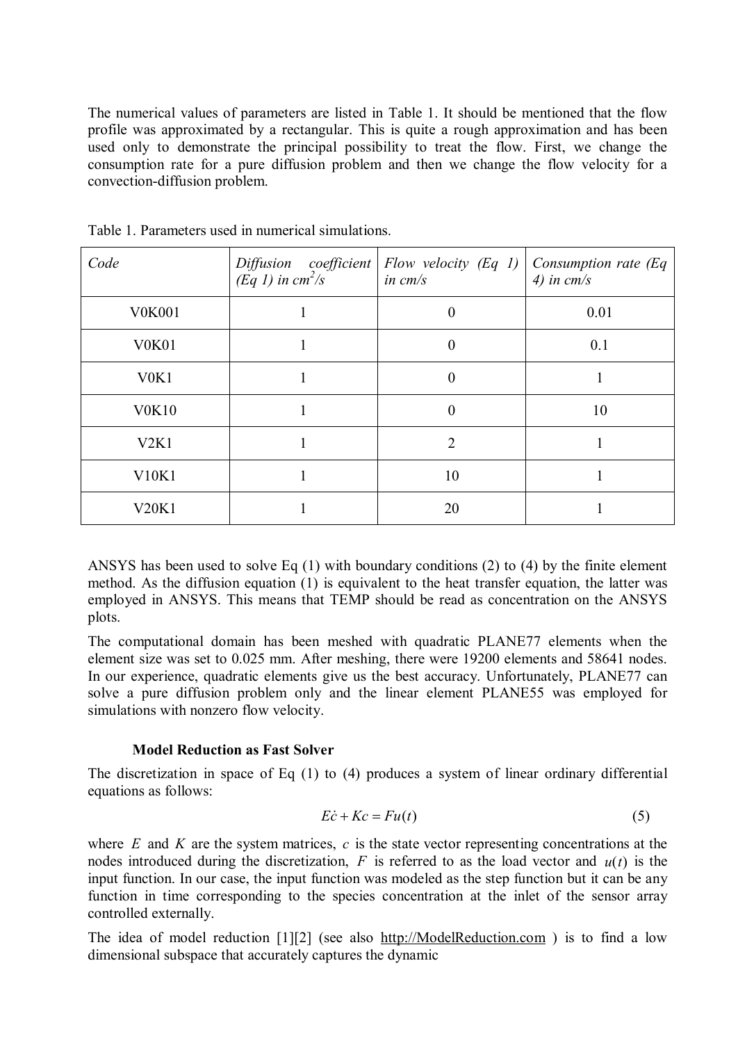The numerical values of parameters are listed in Table 1. It should be mentioned that the flow profile was approximated by a rectangular. This is quite a rough approximation and has been used only to demonstrate the principal possibility to treat the flow. First, we change the consumption rate for a pure diffusion problem and then we change the flow velocity for a convection-diffusion problem.

Table 1. Parameters used in numerical simulations.

| *Code* | *Diffusion coefficient (Eq 1) in cm$^2$/s* | *Flow velocity (Eq 1) in cm/s* | *Consumption rate (Eq 4) in cm/s* |
|---|---|---|---|
| V0K001 | 1 | 0 | 0.01 |
| V0K01 | 1 | 0 | 0.1 |
| V0K1 | 1 | 0 | 1 |
| V0K10 | 1 | 0 | 10 |
| V2K1 | 1 | 2 | 1 |
| V10K1 | 1 | 10 | 1 |
| V20K1 | 1 | 20 | 1 |

ANSYS has been used to solve Eq (1) with boundary conditions (2) to (4) by the finite element method. As the diffusion equation (1) is equivalent to the heat transfer equation, the latter was employed in ANSYS. This means that TEMP should be read as concentration on the ANSYS plots.

The computational domain has been meshed with quadratic PLANE77 elements when the element size was set to 0.025 mm. After meshing, there were 19200 elements and 58641 nodes. In our experience, quadratic elements give us the best accuracy. Unfortunately, PLANE77 can solve a pure diffusion problem only and the linear element PLANE55 was employed for simulations with nonzero flow velocity.

### Model Reduction as Fast Solver

The discretization in space of Eq (1) to (4) produces a system of linear ordinary differential equations as follows:

$$E\dot{c} + Kc = Fu(t) \tag{5}$$

where $E$ and $K$ are the system matrices, $c$ is the state vector representing concentrations at the nodes introduced during the discretization, $F$ is referred to as the load vector and $u(t)$ is the input function. In our case, the input function was modeled as the step function but it can be any function in time corresponding to the species concentration at the inlet of the sensor array controlled externally.

The idea of model reduction [1][2] (see also http://ModelReduction.com ) is to find a low dimensional subspace that accurately captures the dynamic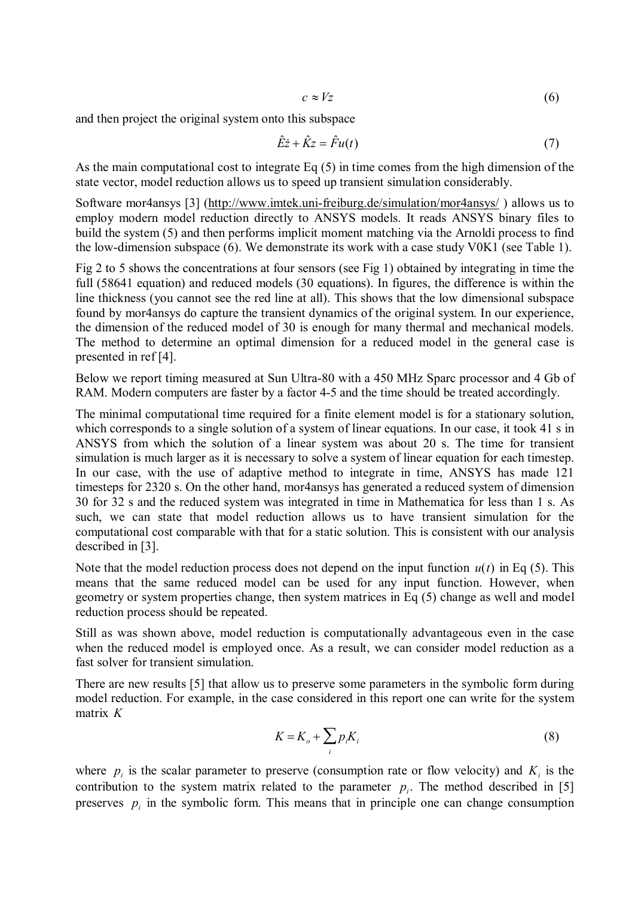$$c \approx Vz \tag{6}$$

and then project the original system onto this subspace

$$\hat{E}\dot{z} + \hat{K}z = \hat{F}u(t) \tag{7}$$

As the main computational cost to integrate Eq (5) in time comes from the high dimension of the state vector, model reduction allows us to speed up transient simulation considerably.

Software mor4ansys [3] (http://www.imtek.uni-freiburg.de/simulation/mor4ansys/ ) allows us to employ modern model reduction directly to ANSYS models. It reads ANSYS binary files to build the system (5) and then performs implicit moment matching via the Arnoldi process to find the low-dimension subspace (6). We demonstrate its work with a case study V0K1 (see Table 1).

Fig 2 to 5 shows the concentrations at four sensors (see Fig 1) obtained by integrating in time the full (58641 equation) and reduced models (30 equations). In figures, the difference is within the line thickness (you cannot see the red line at all). This shows that the low dimensional subspace found by mor4ansys do capture the transient dynamics of the original system. In our experience, the dimension of the reduced model of 30 is enough for many thermal and mechanical models. The method to determine an optimal dimension for a reduced model in the general case is presented in ref [4].

Below we report timing measured at Sun Ultra-80 with a 450 MHz Sparc processor and 4 Gb of RAM. Modern computers are faster by a factor 4-5 and the time should be treated accordingly.

The minimal computational time required for a finite element model is for a stationary solution, which corresponds to a single solution of a system of linear equations. In our case, it took 41 s in ANSYS from which the solution of a linear system was about 20 s. The time for transient simulation is much larger as it is necessary to solve a system of linear equation for each timestep. In our case, with the use of adaptive method to integrate in time, ANSYS has made 121 timesteps for 2320 s. On the other hand, mor4ansys has generated a reduced system of dimension 30 for 32 s and the reduced system was integrated in time in Mathematica for less than 1 s. As such, we can state that model reduction allows us to have transient simulation for the computational cost comparable with that for a static solution. This is consistent with our analysis described in [3].

Note that the model reduction process does not depend on the input function $u(t)$ in Eq (5). This means that the same reduced model can be used for any input function. However, when geometry or system properties change, then system matrices in Eq (5) change as well and model reduction process should be repeated.

Still as was shown above, model reduction is computationally advantageous even in the case when the reduced model is employed once. As a result, we can consider model reduction as a fast solver for transient simulation.

There are new results [5] that allow us to preserve some parameters in the symbolic form during model reduction. For example, in the case considered in this report one can write for the system matrix $K$

$$K = K_o + \sum_i p_i K_i \tag{8}$$

where $p_i$ is the scalar parameter to preserve (consumption rate or flow velocity) and $K_i$ is the contribution to the system matrix related to the parameter $p_i$. The method described in [5] preserves $p_i$ in the symbolic form. This means that in principle one can change consumption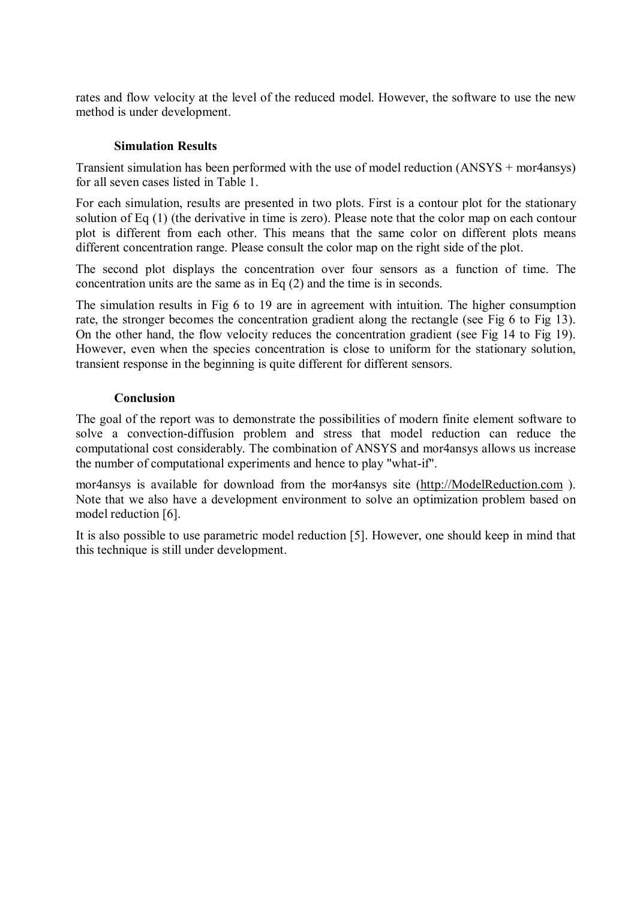rates and flow velocity at the level of the reduced model. However, the software to use the new method is under development.

### Simulation Results

Transient simulation has been performed with the use of model reduction (ANSYS + mor4ansys) for all seven cases listed in Table 1.

For each simulation, results are presented in two plots. First is a contour plot for the stationary solution of Eq (1) (the derivative in time is zero). Please note that the color map on each contour plot is different from each other. This means that the same color on different plots means different concentration range. Please consult the color map on the right side of the plot.

The second plot displays the concentration over four sensors as a function of time. The concentration units are the same as in Eq (2) and the time is in seconds.

The simulation results in Fig 6 to 19 are in agreement with intuition. The higher consumption rate, the stronger becomes the concentration gradient along the rectangle (see Fig 6 to Fig 13). On the other hand, the flow velocity reduces the concentration gradient (see Fig 14 to Fig 19). However, even when the species concentration is close to uniform for the stationary solution, transient response in the beginning is quite different for different sensors.

### Conclusion

The goal of the report was to demonstrate the possibilities of modern finite element software to solve a convection-diffusion problem and stress that model reduction can reduce the computational cost considerably. The combination of ANSYS and mor4ansys allows us increase the number of computational experiments and hence to play "what-if".

mor4ansys is available for download from the mor4ansys site (http://ModelReduction.com ). Note that we also have a development environment to solve an optimization problem based on model reduction [6].

It is also possible to use parametric model reduction [5]. However, one should keep in mind that this technique is still under development.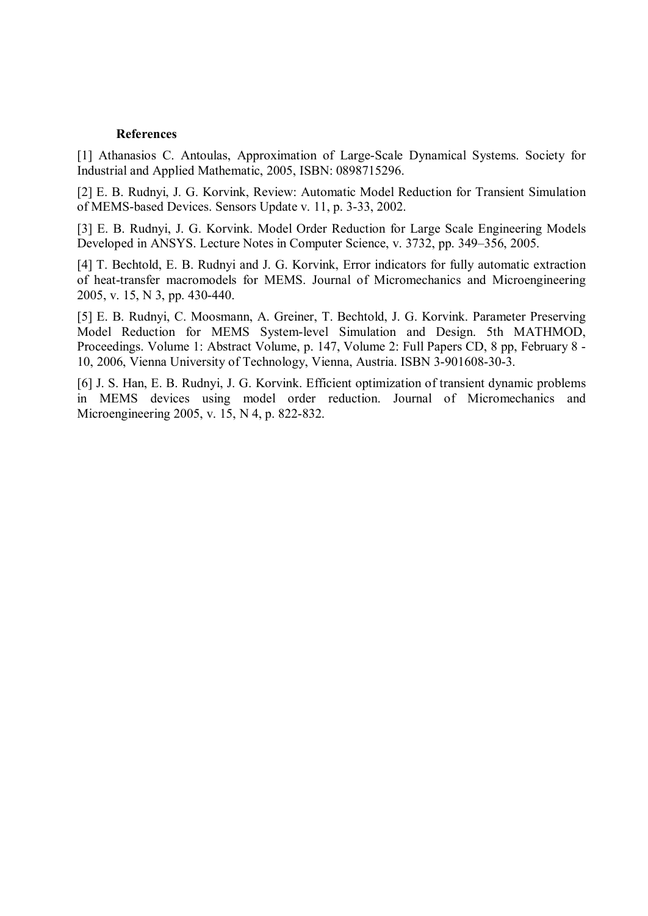**References**

[1] Athanasios C. Antoulas, Approximation of Large-Scale Dynamical Systems. Society for Industrial and Applied Mathematic, 2005, ISBN: 0898715296.

[2] E. B. Rudnyi, J. G. Korvink, Review: Automatic Model Reduction for Transient Simulation of MEMS-based Devices. Sensors Update v. 11, p. 3-33, 2002.

[3] E. B. Rudnyi, J. G. Korvink. Model Order Reduction for Large Scale Engineering Models Developed in ANSYS. Lecture Notes in Computer Science, v. 3732, pp. 349–356, 2005.

[4] T. Bechtold, E. B. Rudnyi and J. G. Korvink, Error indicators for fully automatic extraction of heat-transfer macromodels for MEMS. Journal of Micromechanics and Microengineering 2005, v. 15, N 3, pp. 430-440.

[5] E. B. Rudnyi, C. Moosmann, A. Greiner, T. Bechtold, J. G. Korvink. Parameter Preserving Model Reduction for MEMS System-level Simulation and Design. 5th MATHMOD, Proceedings. Volume 1: Abstract Volume, p. 147, Volume 2: Full Papers CD, 8 pp, February 8 - 10, 2006, Vienna University of Technology, Vienna, Austria. ISBN 3-901608-30-3.

[6] J. S. Han, E. B. Rudnyi, J. G. Korvink. Efficient optimization of transient dynamic problems in MEMS devices using model order reduction. Journal of Micromechanics and Microengineering 2005, v. 15, N 4, p. 822-832.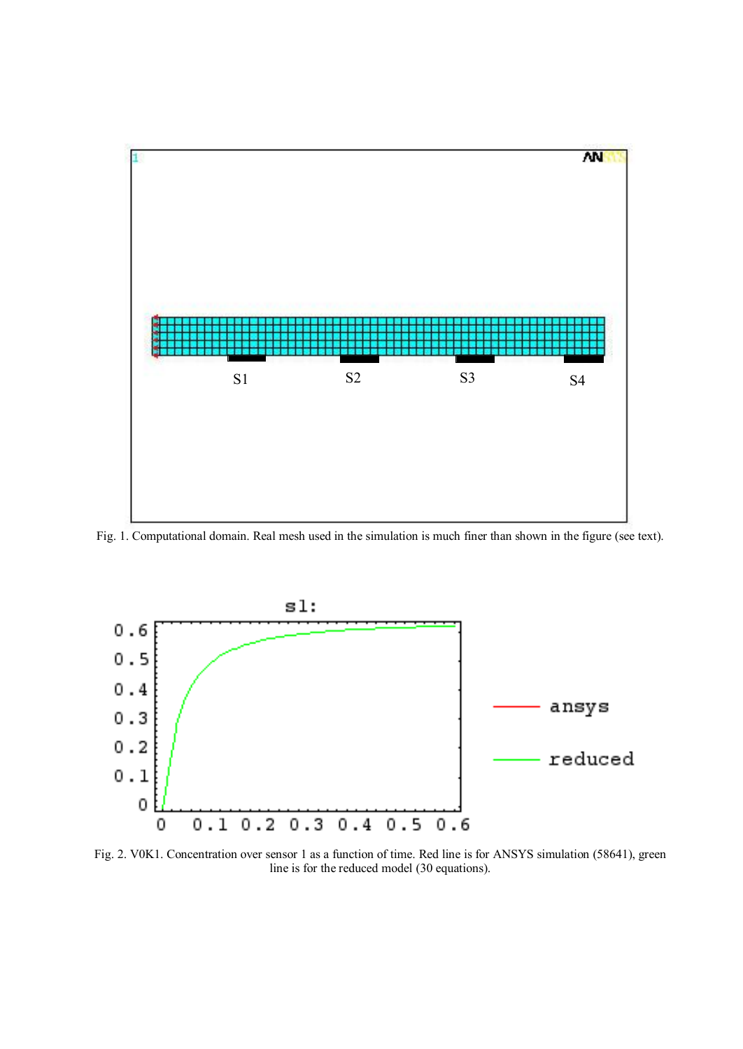Fig. 1. Computational domain. Real mesh used in the simulation is much finer than shown in the figure (see text).

Fig. 2. V0K1. Concentration over sensor 1 as a function of time. Red line is for ANSYS simulation (58641), green line is for the reduced model (30 equations).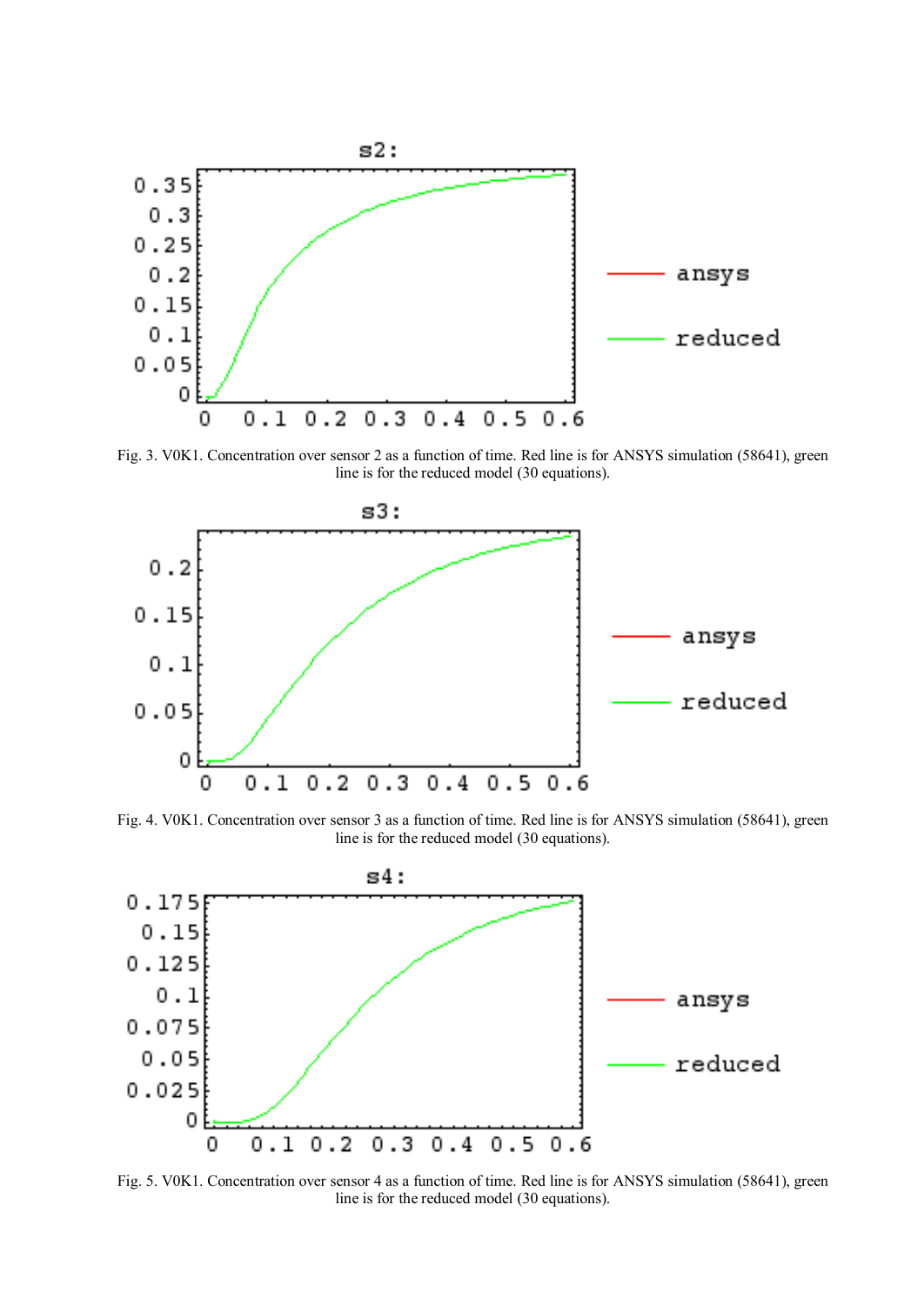Fig. 3. V0K1. Concentration over sensor 2 as a function of time. Red line is for ANSYS simulation (58641), green line is for the reduced model (30 equations).

Fig. 4. V0K1. Concentration over sensor 3 as a function of time. Red line is for ANSYS simulation (58641), green line is for the reduced model (30 equations).

Fig. 5. V0K1. Concentration over sensor 4 as a function of time. Red line is for ANSYS simulation (58641), green line is for the reduced model (30 equations).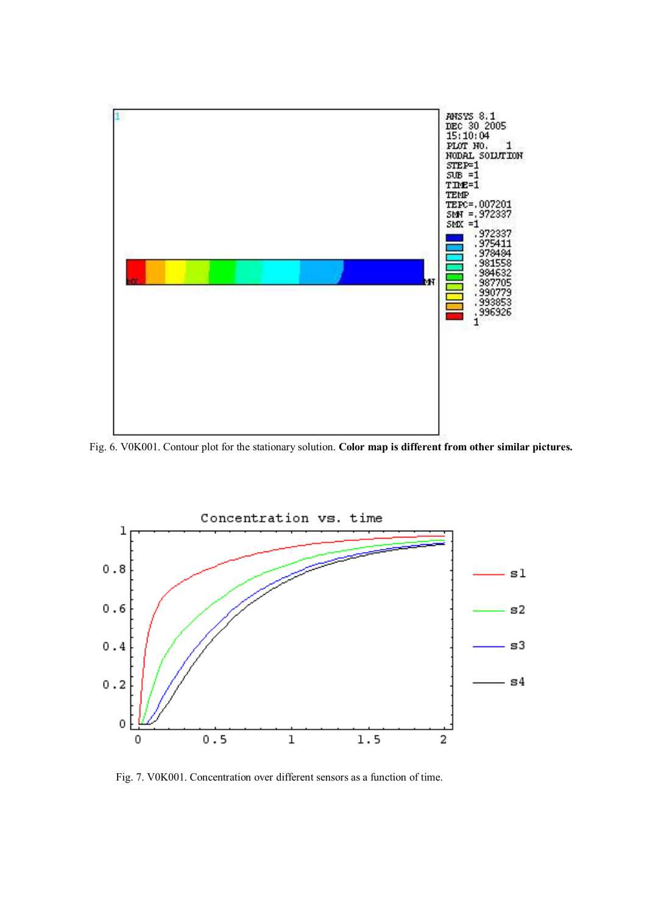Fig. 6. V0K001. Contour plot for the stationary solution. **Color map is different from other similar pictures.**

Fig. 7. V0K001. Concentration over different sensors as a function of time.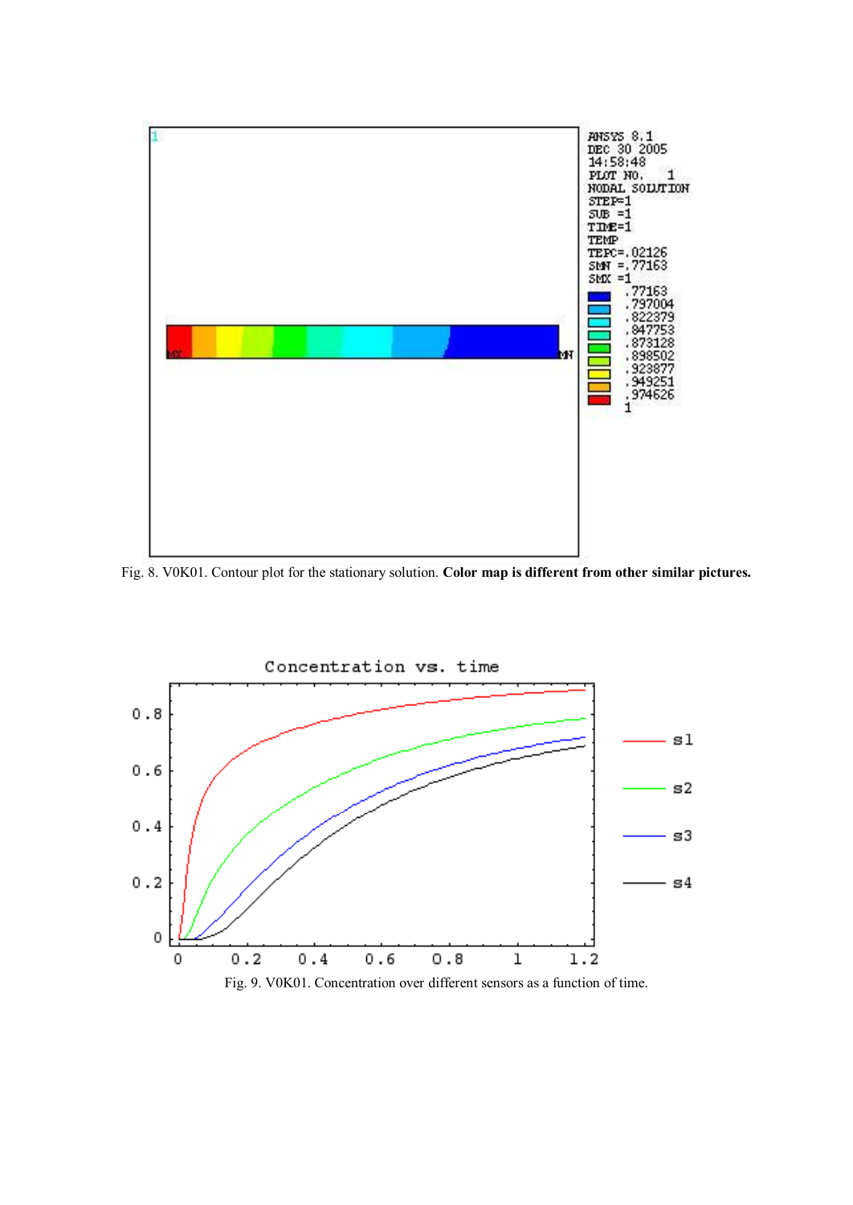Fig. 8. V0K01. Contour plot for the stationary solution. **Color map is different from other similar pictures.**

Fig. 9. V0K01. Concentration over different sensors as a function of time.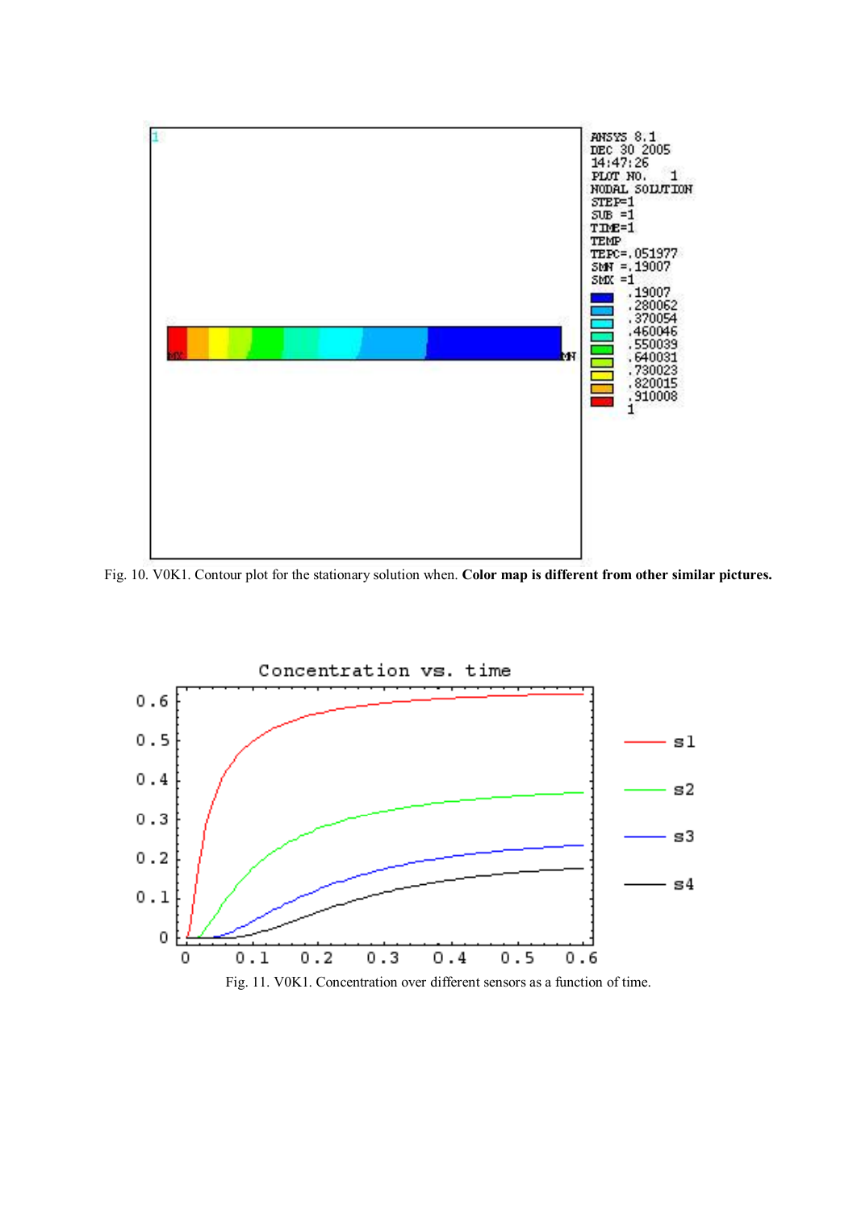Fig. 10. V0K1. Contour plot for the stationary solution when. **Color map is different from other similar pictures.**

Fig. 11. V0K1. Concentration over different sensors as a function of time.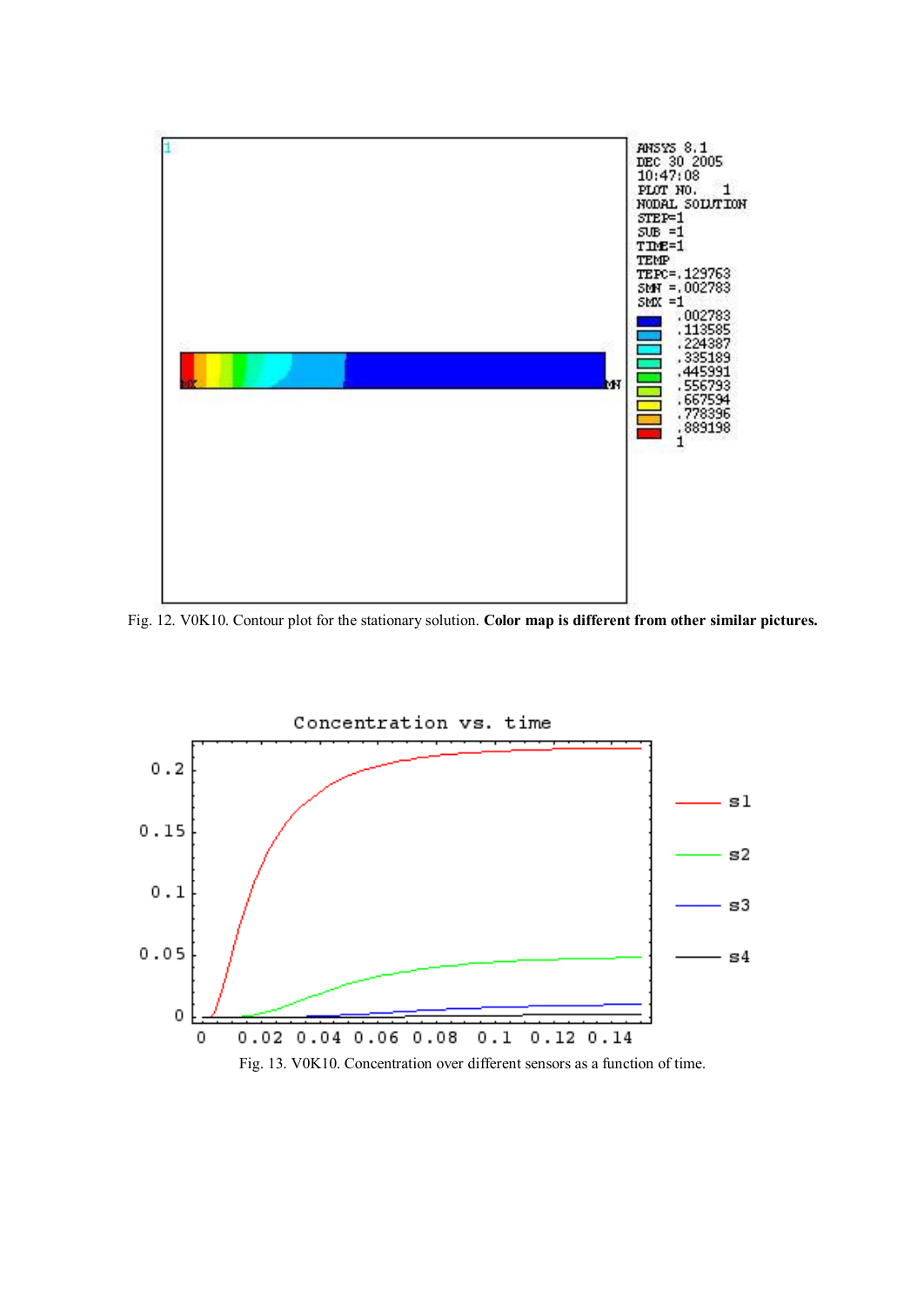Fig. 12. V0K10. Contour plot for the stationary solution. **Color map is different from other similar pictures.**

Fig. 13. V0K10. Concentration over different sensors as a function of time.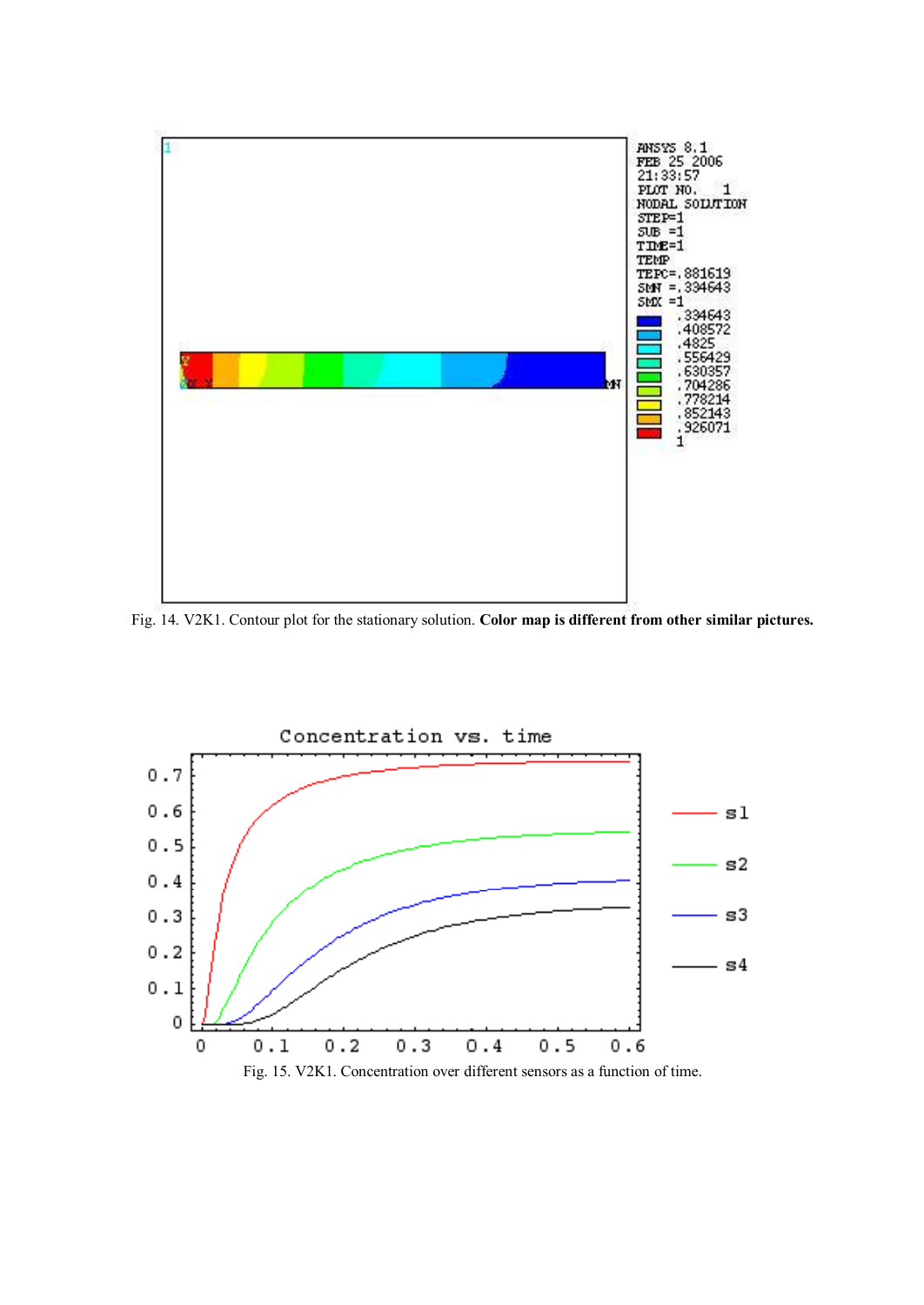Fig. 14. V2K1. Contour plot for the stationary solution. **Color map is different from other similar pictures.**

Fig. 15. V2K1. Concentration over different sensors as a function of time.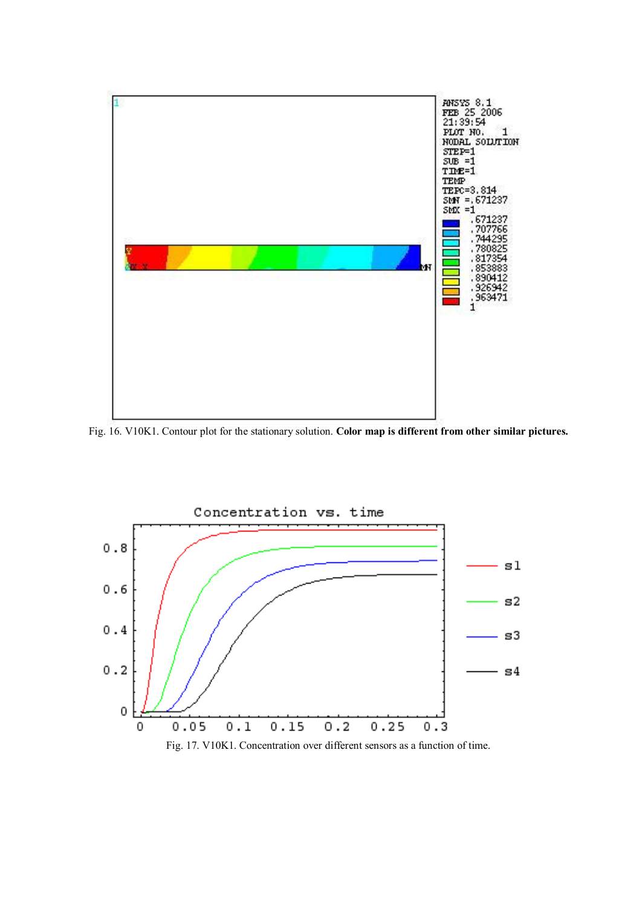Fig. 16. V10K1. Contour plot for the stationary solution. **Color map is different from other similar pictures.**

Fig. 17. V10K1. Concentration over different sensors as a function of time.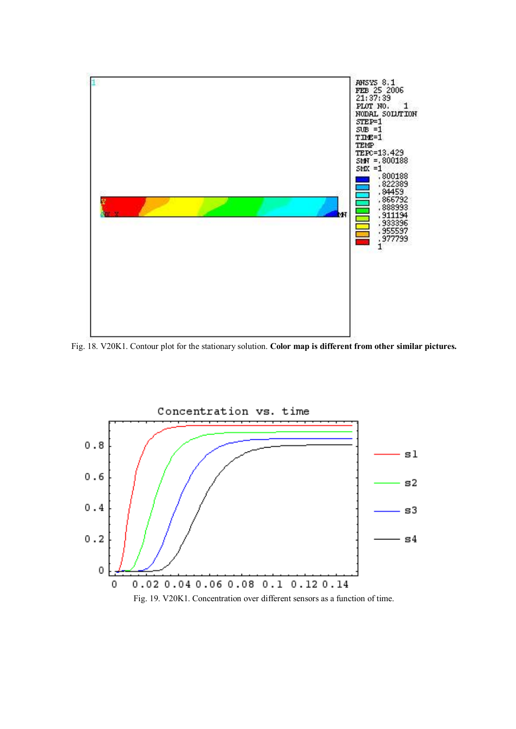ANSYS 8.1
FEB 25 2006
21:37:39
PLOT NO. 1
NODAL SOLUTION
STEP=1
SUB =1
TIME=1
TEMP
TEPC=13.429
SMN =.800188
SMX =1

.800188
.822389
.84459
.866792
.888993
.911194
.933396
.955597
.977799
1

Fig. 18. V20K1. Contour plot for the stationary solution. **Color map is different from other similar pictures.**

Concentration vs. time

0.8
0.6
0.4
0.2
0

0 0.02 0.04 0.06 0.08 0.1 0.12 0.14

s1
s2
s3
s4

Fig. 19. V20K1. Concentration over different sensors as a function of time.